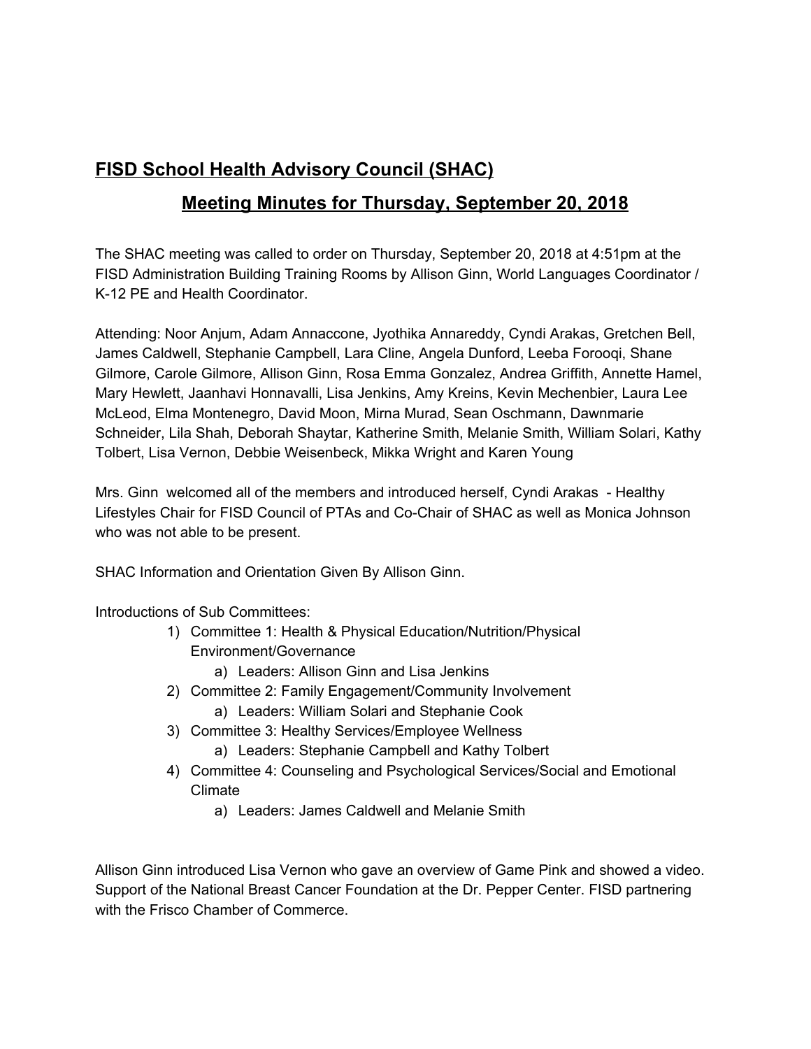# FISD School Health Advisory Council (SHAC)

## Meeting Minutes for Thursday, September 20, 2018

The SHAC meeting was called to order on Thursday, September 20, 2018 at 4:51pm at the FISD Administration Building Training Rooms by Allison Ginn, World Languages Coordinator / K-12 PE and Health Coordinator.

Attending: Noor Anjum, Adam Annaccone, Jyothika Annareddy, Cyndi Arakas, Gretchen Bell, James Caldwell, Stephanie Campbell, Lara Cline, Angela Dunford, Leeba Forooqi, Shane Gilmore, Carole Gilmore, Allison Ginn, Rosa Emma Gonzalez, Andrea Griffith, Annette Hamel, Mary Hewlett, Jaanhavi Honnavalli, Lisa Jenkins, Amy Kreins, Kevin Mechenbier, Laura Lee McLeod, Elma Montenegro, David Moon, Mirna Murad, Sean Oschmann, Dawnmarie Schneider, Lila Shah, Deborah Shaytar, Katherine Smith, Melanie Smith, William Solari, Kathy Tolbert, Lisa Vernon, Debbie Weisenbeck, Mikka Wright and Karen Young

Mrs. Ginn welcomed all of the members and introduced herself, Cyndi Arakas - Healthy Lifestyles Chair for FISD Council of PTAs and Co-Chair of SHAC as well as Monica Johnson who was not able to be present.

SHAC Information and Orientation Given By Allison Ginn.

Introductions of Sub Committees:

1) Committee 1: Health & Physical Education/Nutrition/Physical Environment/Governance
   a) Leaders: Allison Ginn and Lisa Jenkins
2) Committee 2: Family Engagement/Community Involvement
   a) Leaders: William Solari and Stephanie Cook
3) Committee 3: Healthy Services/Employee Wellness
   a) Leaders: Stephanie Campbell and Kathy Tolbert
4) Committee 4: Counseling and Psychological Services/Social and Emotional Climate
   a) Leaders: James Caldwell and Melanie Smith

Allison Ginn introduced Lisa Vernon who gave an overview of Game Pink and showed a video. Support of the National Breast Cancer Foundation at the Dr. Pepper Center. FISD partnering with the Frisco Chamber of Commerce.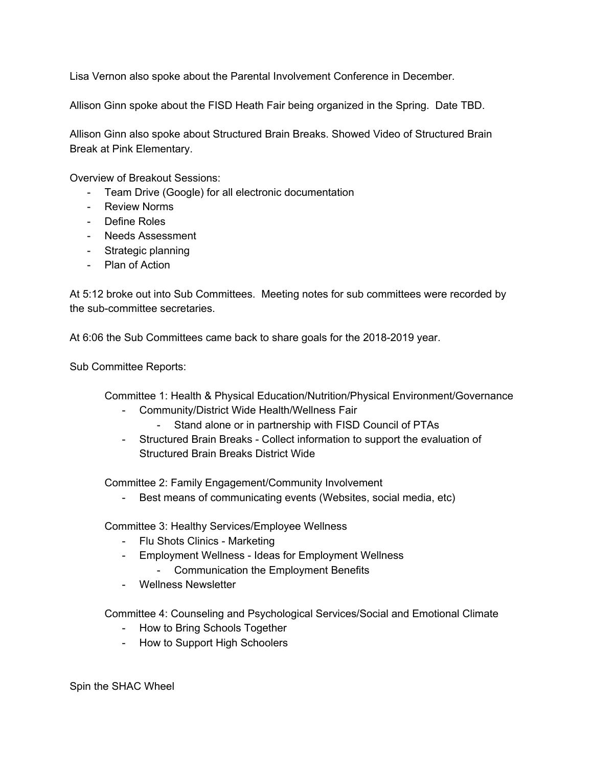Lisa Vernon also spoke about the Parental Involvement Conference in December.

Allison Ginn spoke about the FISD Heath Fair being organized in the Spring. Date TBD.

Allison Ginn also spoke about Structured Brain Breaks. Showed Video of Structured Brain Break at Pink Elementary.

Overview of Breakout Sessions:

- Team Drive (Google) for all electronic documentation
- Review Norms
- Define Roles
- Needs Assessment
- Strategic planning
- Plan of Action

At 5:12 broke out into Sub Committees. Meeting notes for sub committees were recorded by the sub-committee secretaries.

At 6:06 the Sub Committees came back to share goals for the 2018-2019 year.

Sub Committee Reports:

Committee 1: Health & Physical Education/Nutrition/Physical Environment/Governance

- Community/District Wide Health/Wellness Fair
  - Stand alone or in partnership with FISD Council of PTAs
- Structured Brain Breaks - Collect information to support the evaluation of Structured Brain Breaks District Wide

Committee 2: Family Engagement/Community Involvement

- Best means of communicating events (Websites, social media, etc)

Committee 3: Healthy Services/Employee Wellness

- Flu Shots Clinics - Marketing
- Employment Wellness - Ideas for Employment Wellness
  - Communication the Employment Benefits
- Wellness Newsletter

Committee 4: Counseling and Psychological Services/Social and Emotional Climate

- How to Bring Schools Together
- How to Support High Schoolers

Spin the SHAC Wheel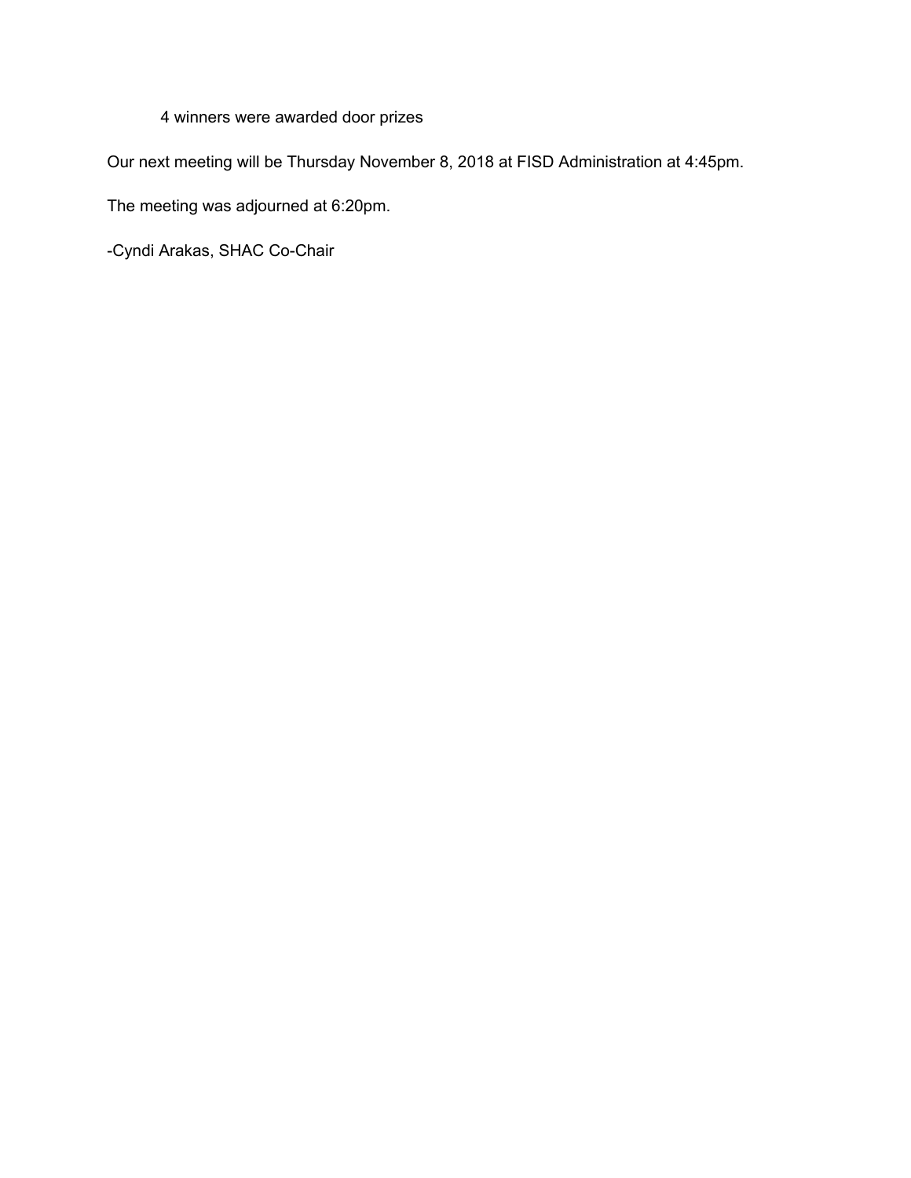4 winners were awarded door prizes

Our next meeting will be Thursday November 8, 2018 at FISD Administration at 4:45pm.

The meeting was adjourned at 6:20pm.

-Cyndi Arakas, SHAC Co-Chair